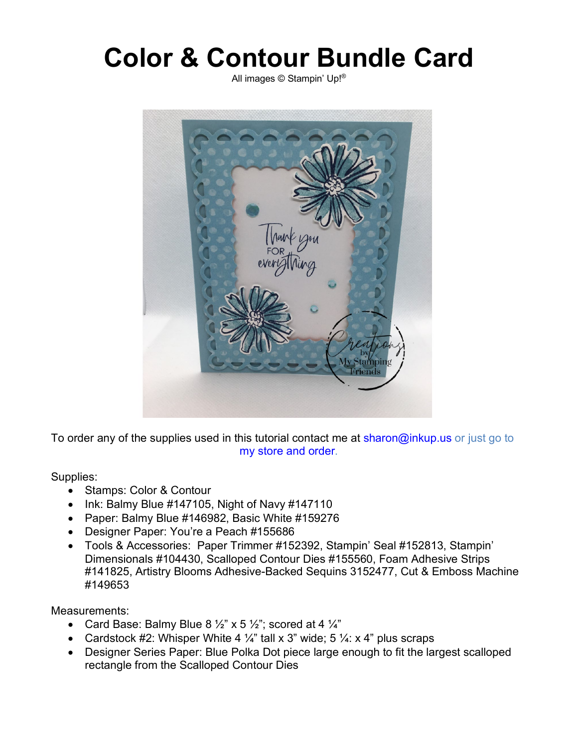# Color & Contour Bundle Card

All images © Stampin' Up!®

To order any of the supplies used in this tutorial contact me at sharon@inkup.us or just go to my store and order.

Supplies:

- Stamps: Color & Contour
- Ink: Balmy Blue #147105, Night of Navy #147110
- Paper: Balmy Blue #146982, Basic White #159276
- Designer Paper: You're a Peach #155686
- Tools & Accessories: Paper Trimmer #152392, Stampin' Seal #152813, Stampin' Dimensionals #104430, Scalloped Contour Dies #155560, Foam Adhesive Strips #141825, Artistry Blooms Adhesive-Backed Sequins 3152477, Cut & Emboss Machine #149653

Measurements:

- Card Base: Balmy Blue 8 ½" x 5 ½"; scored at 4 ¼"
- Cardstock #2: Whisper White 4 ¼" tall x 3" wide; 5 ¼: x 4" plus scraps
- Designer Series Paper: Blue Polka Dot piece large enough to fit the largest scalloped rectangle from the Scalloped Contour Dies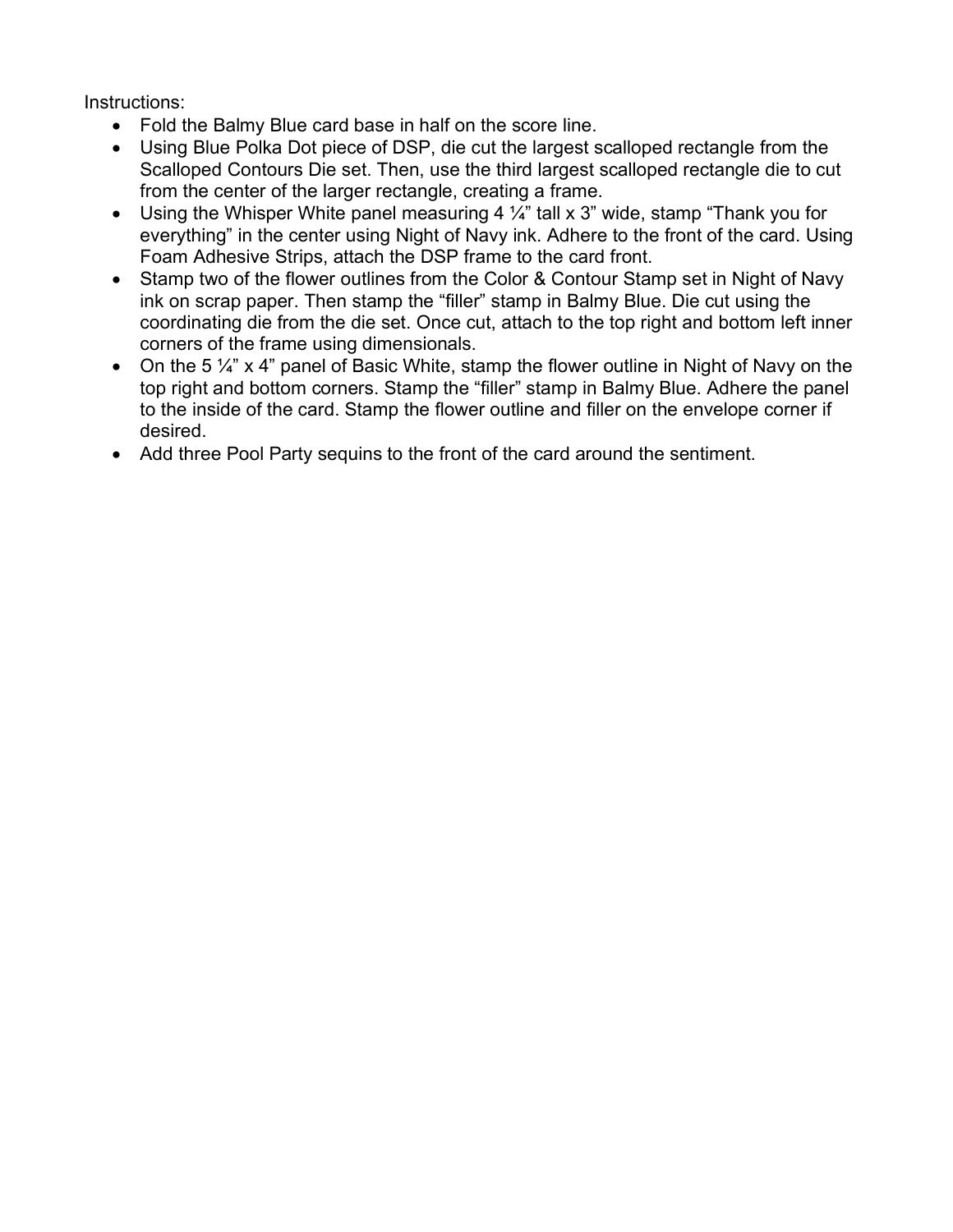Instructions:

- Fold the Balmy Blue card base in half on the score line.
- Using Blue Polka Dot piece of DSP, die cut the largest scalloped rectangle from the Scalloped Contours Die set. Then, use the third largest scalloped rectangle die to cut from the center of the larger rectangle, creating a frame.
- Using the Whisper White panel measuring 4 ¼" tall x 3" wide, stamp "Thank you for everything" in the center using Night of Navy ink. Adhere to the front of the card. Using Foam Adhesive Strips, attach the DSP frame to the card front.
- Stamp two of the flower outlines from the Color & Contour Stamp set in Night of Navy ink on scrap paper. Then stamp the "filler" stamp in Balmy Blue. Die cut using the coordinating die from the die set. Once cut, attach to the top right and bottom left inner corners of the frame using dimensionals.
- On the 5 ¼" x 4" panel of Basic White, stamp the flower outline in Night of Navy on the top right and bottom corners. Stamp the "filler" stamp in Balmy Blue. Adhere the panel to the inside of the card. Stamp the flower outline and filler on the envelope corner if desired.
- Add three Pool Party sequins to the front of the card around the sentiment.